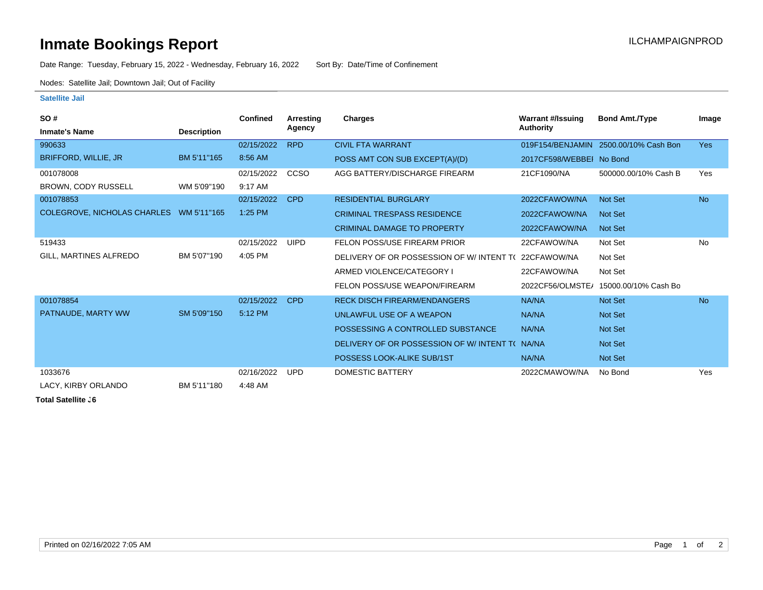# Inmate Bookings Report

ILCHAMPAIGNPROD

Date Range: Tuesday, February 15, 2022 - Wednesday, February 16, 2022 Sort By: Date/Time of Confinement

Nodes: Satellite Jail; Downtown Jail; Out of Facility

### Satellite Jail

| SO # / Inmate's Name | Description | Confined | Arresting Agency | Charges | Warrant #/Issuing Authority | Bond Amt./Type | Image |
|---|---|---|---|---|---|---|---|
| 990633 | | 02/15/2022 | RPD | CIVIL FTA WARRANT | 019F154/BENJAMIN | 2500.00/10% Cash Bon | Yes |
| BRIFFORD, WILLIE, JR | BM 5'11"165 | 8:56 AM | | POSS AMT CON SUB EXCEPT(A)/(D) | 2017CF598/WEBBEI | No Bond | |
| 001078008 | | 02/15/2022 | CCSO | AGG BATTERY/DISCHARGE FIREARM | 21CF1090/NA | 500000.00/10% Cash B | Yes |
| BROWN, CODY RUSSELL | WM 5'09"190 | 9:17 AM | | | | | |
| 001078853 | | 02/15/2022 | CPD | RESIDENTIAL BURGLARY | 2022CFAWOW/NA | Not Set | No |
| COLEGROVE, NICHOLAS CHARLES | WM 5'11"165 | 1:25 PM | | CRIMINAL TRESPASS RESIDENCE | 2022CFAWOW/NA | Not Set | |
| | | | | CRIMINAL DAMAGE TO PROPERTY | 2022CFAWOW/NA | Not Set | |
| 519433 | | 02/15/2022 | UIPD | FELON POSS/USE FIREARM PRIOR | 22CFAWOW/NA | Not Set | No |
| GILL, MARTINES ALFREDO | BM 5'07"190 | 4:05 PM | | DELIVERY OF OR POSSESSION OF W/ INTENT T( | 22CFAWOW/NA | Not Set | |
| | | | | ARMED VIOLENCE/CATEGORY I | 22CFAWOW/NA | Not Set | |
| | | | | FELON POSS/USE WEAPON/FIREARM | 2022CF56/OLMSTE/ | 15000.00/10% Cash Bo | |
| 001078854 | | 02/15/2022 | CPD | RECK DISCH FIREARM/ENDANGERS | NA/NA | Not Set | No |
| PATNAUDE, MARTY WW | SM 5'09"150 | 5:12 PM | | UNLAWFUL USE OF A WEAPON | NA/NA | Not Set | |
| | | | | POSSESSING A CONTROLLED SUBSTANCE | NA/NA | Not Set | |
| | | | | DELIVERY OF OR POSSESSION OF W/ INTENT T( | NA/NA | Not Set | |
| | | | | POSSESS LOOK-ALIKE SUB/1ST | NA/NA | Not Set | |
| 1033676 | | 02/16/2022 | UPD | DOMESTIC BATTERY | 2022CMAWOW/NA | No Bond | Yes |
| LACY, KIRBY ORLANDO | BM 5'11"180 | 4:48 AM | | | | | |

**Total Satellite J6**

Printed on 02/16/2022 7:05 AM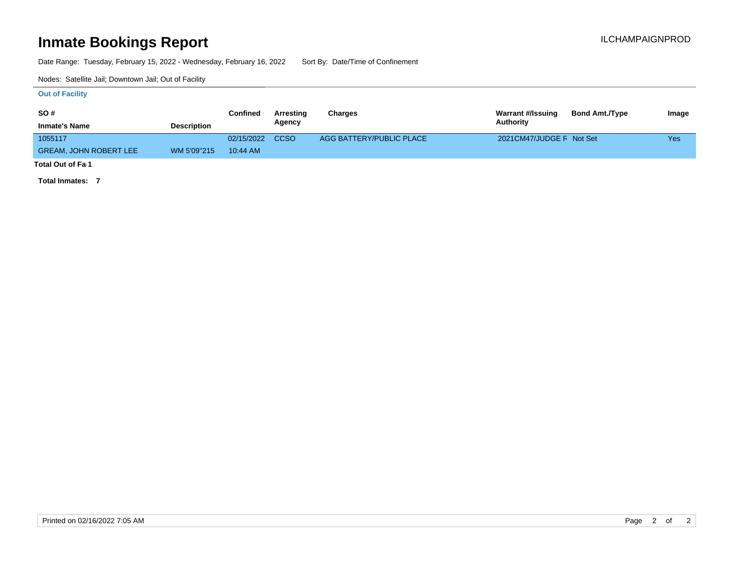# Inmate Bookings Report

ILCHAMPAIGNPROD

Date Range: Tuesday, February 15, 2022 - Wednesday, February 16, 2022 Sort By: Date/Time of Confinement

Nodes: Satellite Jail; Downtown Jail; Out of Facility

**Out of Facility**

| SO # / Inmate's Name | Description | Confined | Arresting Agency | Charges | Warrant #/Issuing Authority | Bond Amt./Type | Image |
|---|---|---|---|---|---|---|---|
| 1055117 GREAM, JOHN ROBERT LEE | WM 5'09"215 | 02/15/2022 10:44 AM | CCSO | AGG BATTERY/PUBLIC PLACE | 2021CM47/JUDGE F | Not Set | Yes |

**Total Out of Fa 1**

**Total Inmates: 7**

Printed on 02/16/2022 7:05 AM